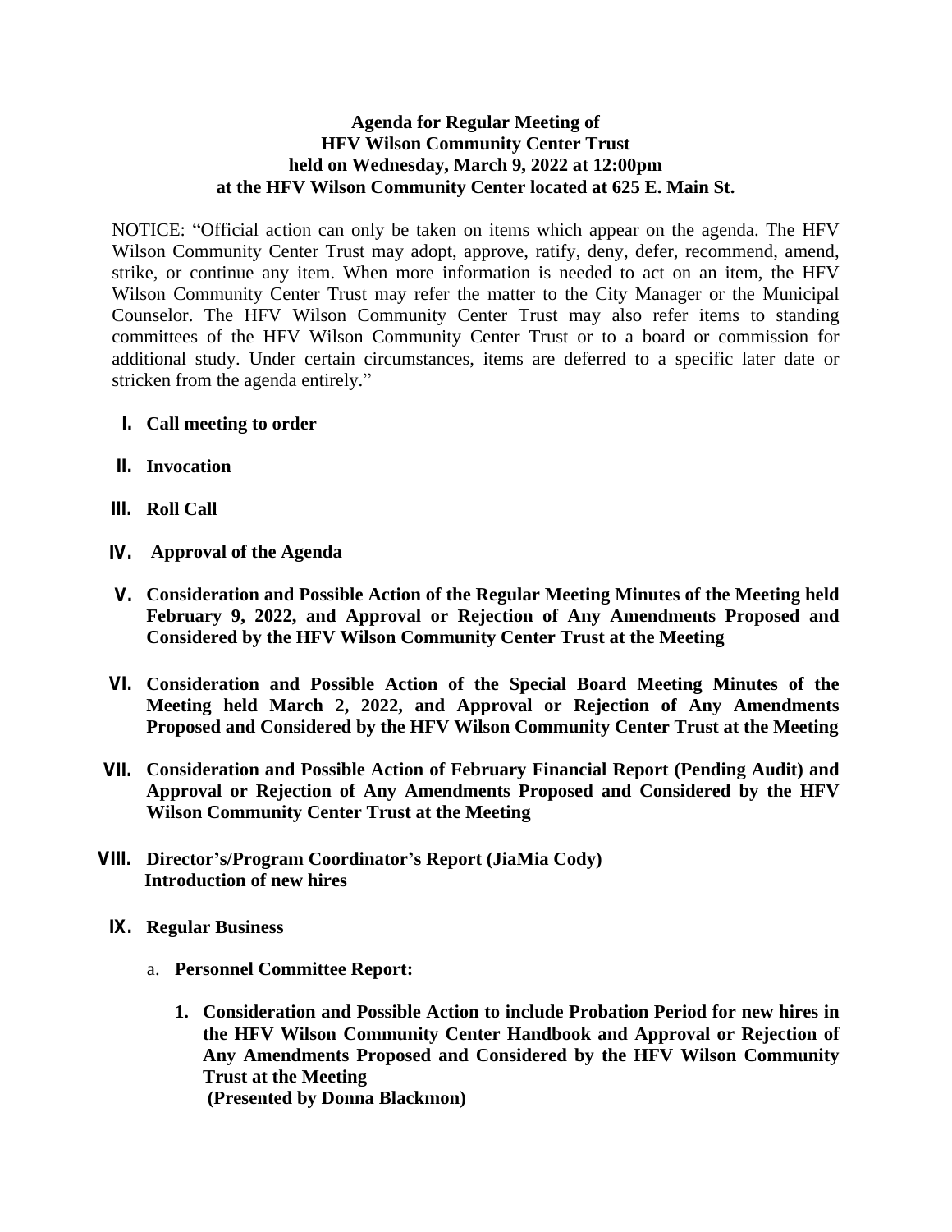**Agenda for Regular Meeting of**
**HFV Wilson Community Center Trust**
**held on Wednesday, March 9, 2022 at 12:00pm**
**at the HFV Wilson Community Center located at 625 E. Main St.**

NOTICE: "Official action can only be taken on items which appear on the agenda. The HFV Wilson Community Center Trust may adopt, approve, ratify, deny, defer, recommend, amend, strike, or continue any item. When more information is needed to act on an item, the HFV Wilson Community Center Trust may refer the matter to the City Manager or the Municipal Counselor. The HFV Wilson Community Center Trust may also refer items to standing committees of the HFV Wilson Community Center Trust or to a board or commission for additional study. Under certain circumstances, items are deferred to a specific later date or stricken from the agenda entirely."

I. **Call meeting to order**

II. **Invocation**

III. **Roll Call**

IV. **Approval of the Agenda**

V. **Consideration and Possible Action of the Regular Meeting Minutes of the Meeting held February 9, 2022, and Approval or Rejection of Any Amendments Proposed and Considered by the HFV Wilson Community Center Trust at the Meeting**

VI. **Consideration and Possible Action of the Special Board Meeting Minutes of the Meeting held March 2, 2022, and Approval or Rejection of Any Amendments Proposed and Considered by the HFV Wilson Community Center Trust at the Meeting**

VII. **Consideration and Possible Action of February Financial Report (Pending Audit) and Approval or Rejection of Any Amendments Proposed and Considered by the HFV Wilson Community Center Trust at the Meeting**

VIII. **Director's/Program Coordinator's Report (JiaMia Cody)**
**Introduction of new hires**

IX. **Regular Business**

a. **Personnel Committee Report:**

1. **Consideration and Possible Action to include Probation Period for new hires in the HFV Wilson Community Center Handbook and Approval or Rejection of Any Amendments Proposed and Considered by the HFV Wilson Community Trust at the Meeting**
**(Presented by Donna Blackmon)**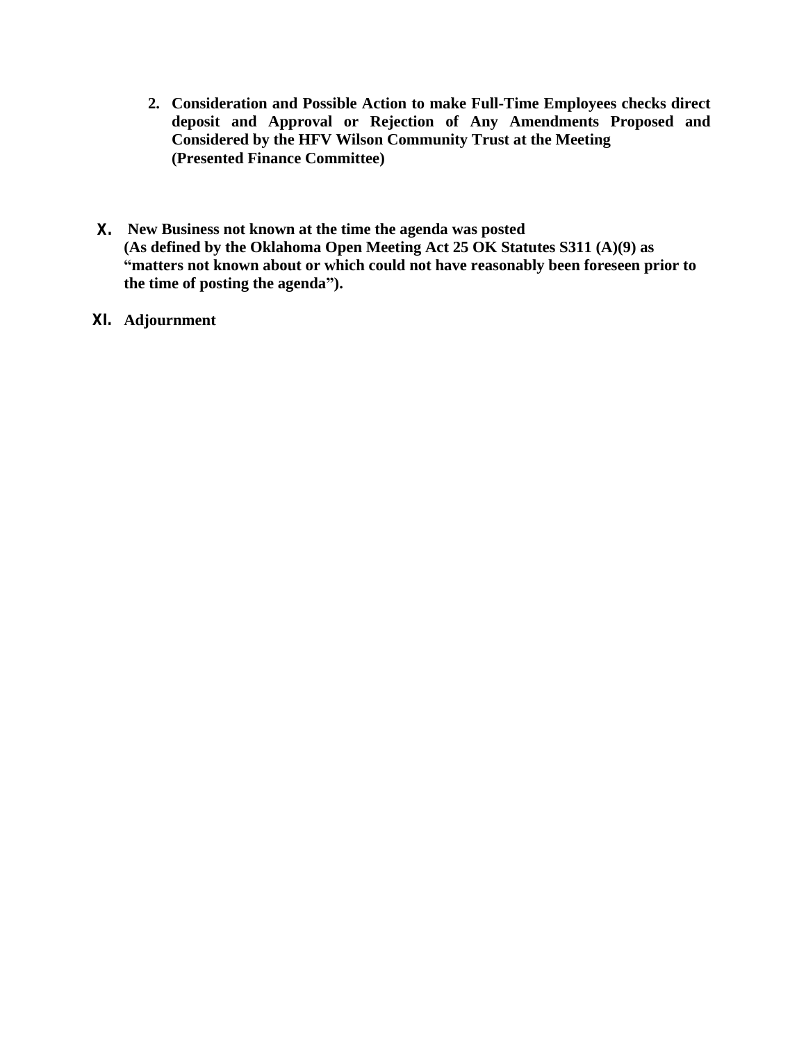2. **Consideration and Possible Action to make Full-Time Employees checks direct deposit and Approval or Rejection of Any Amendments Proposed and Considered by the HFV Wilson Community Trust at the Meeting**
   **(Presented Finance Committee)**

**X. New Business not known at the time the agenda was posted**
**(As defined by the Oklahoma Open Meeting Act 25 OK Statutes S311 (A)(9) as "matters not known about or which could not have reasonably been foreseen prior to the time of posting the agenda").**

**XI. Adjournment**